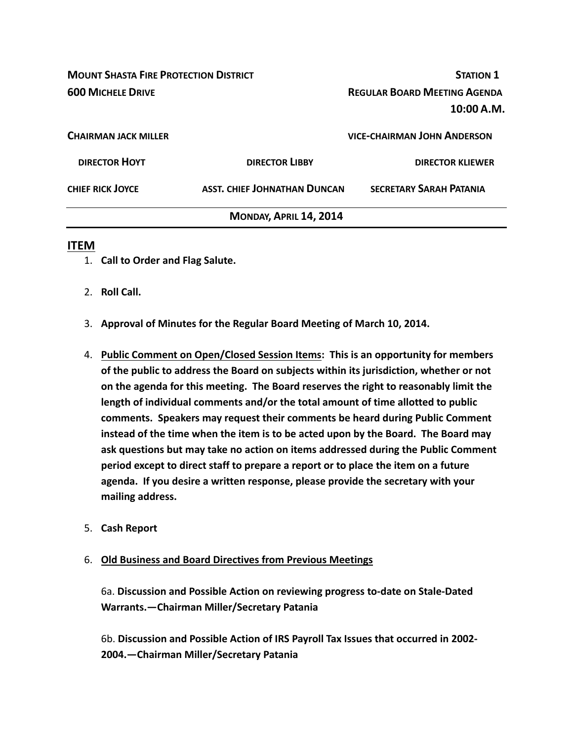**MOUNT SHASTA FIRE PROTECTION DISTRICT** **STATION 1**

**600 MICHELE DRIVE** **REGULAR BOARD MEETING AGENDA**

**10:00 A.M.**

**CHAIRMAN JACK MILLER** **VICE-CHAIRMAN JOHN ANDERSON**

**DIRECTOR HOYT** **DIRECTOR LIBBY** **DIRECTOR KLIEWER**

**CHIEF RICK JOYCE** **ASST. CHIEF JOHNATHAN DUNCAN** **SECRETARY SARAH PATANIA**

---

**MONDAY, APRIL 14, 2014**

---

## ITEM

1. **Call to Order and Flag Salute.**

2. **Roll Call.**

3. **Approval of Minutes for the Regular Board Meeting of March 10, 2014.**

4. **<u>Public Comment on Open/Closed Session Items</u>: This is an opportunity for members of the public to address the Board on subjects within its jurisdiction, whether or not on the agenda for this meeting. The Board reserves the right to reasonably limit the length of individual comments and/or the total amount of time allotted to public comments. Speakers may request their comments be heard during Public Comment instead of the time when the item is to be acted upon by the Board. The Board may ask questions but may take no action on items addressed during the Public Comment period except to direct staff to prepare a report or to place the item on a future agenda. If you desire a written response, please provide the secretary with your mailing address.**

5. **Cash Report**

6. **<u>Old Business and Board Directives from Previous Meetings</u>**

   6a. **Discussion and Possible Action on reviewing progress to-date on Stale-Dated Warrants.—Chairman Miller/Secretary Patania**

   6b. **Discussion and Possible Action of IRS Payroll Tax Issues that occurred in 2002-2004.—Chairman Miller/Secretary Patania**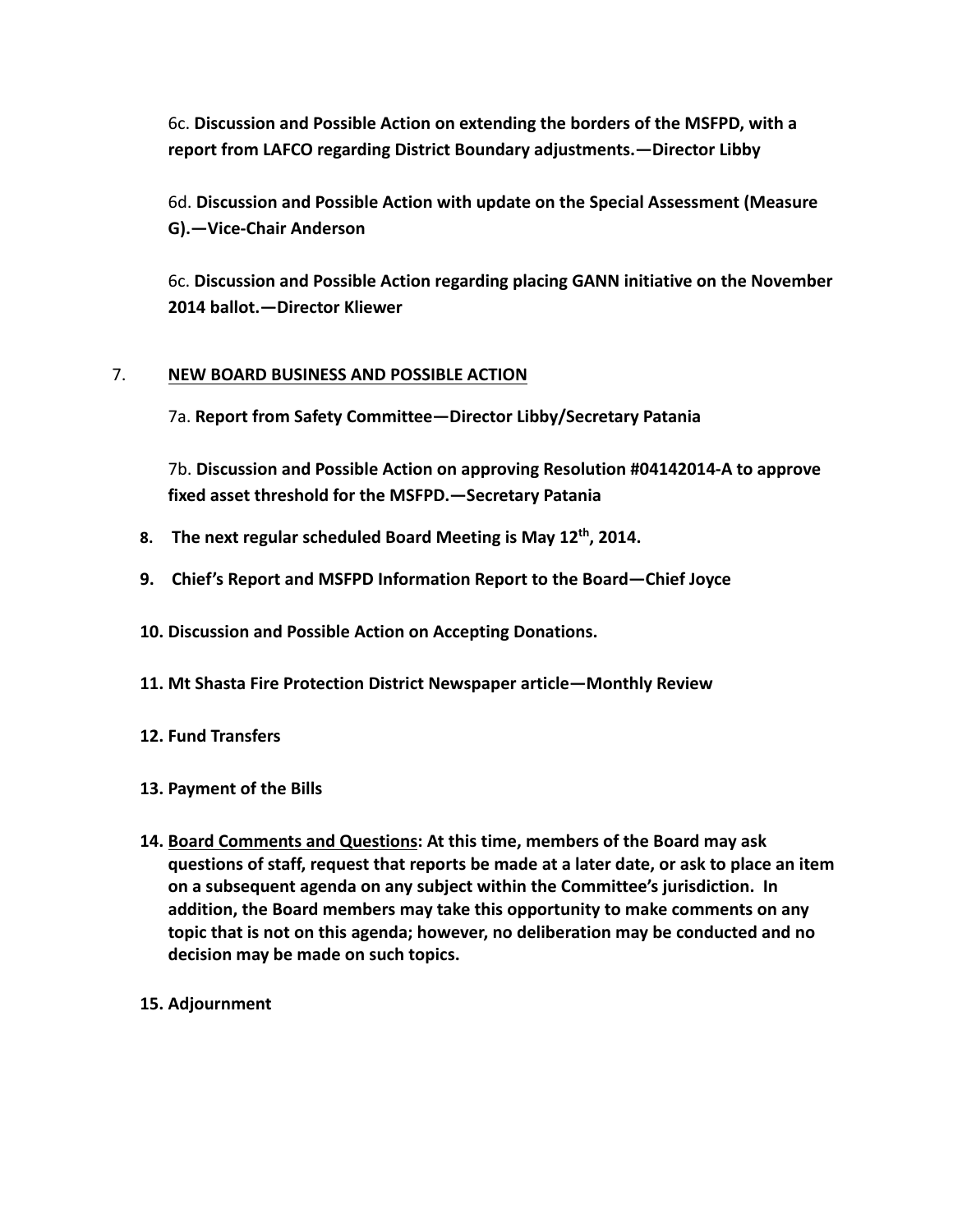6c. **Discussion and Possible Action on extending the borders of the MSFPD, with a report from LAFCO regarding District Boundary adjustments.—Director Libby**

6d. **Discussion and Possible Action with update on the Special Assessment (Measure G).—Vice-Chair Anderson**

6c. **Discussion and Possible Action regarding placing GANN initiative on the November 2014 ballot.—Director Kliewer**

7. **NEW BOARD BUSINESS AND POSSIBLE ACTION**

   7a. **Report from Safety Committee—Director Libby/Secretary Patania**

   7b. **Discussion and Possible Action on approving Resolution #04142014-A to approve fixed asset threshold for the MSFPD.—Secretary Patania**

8. **The next regular scheduled Board Meeting is May 12th, 2014.**

9. **Chief's Report and MSFPD Information Report to the Board—Chief Joyce**

10. **Discussion and Possible Action on Accepting Donations.**

11. **Mt Shasta Fire Protection District Newspaper article—Monthly Review**

12. **Fund Transfers**

13. **Payment of the Bills**

14. **Board Comments and Questions: At this time, members of the Board may ask questions of staff, request that reports be made at a later date, or ask to place an item on a subsequent agenda on any subject within the Committee's jurisdiction. In addition, the Board members may take this opportunity to make comments on any topic that is not on this agenda; however, no deliberation may be conducted and no decision may be made on such topics.**

15. **Adjournment**